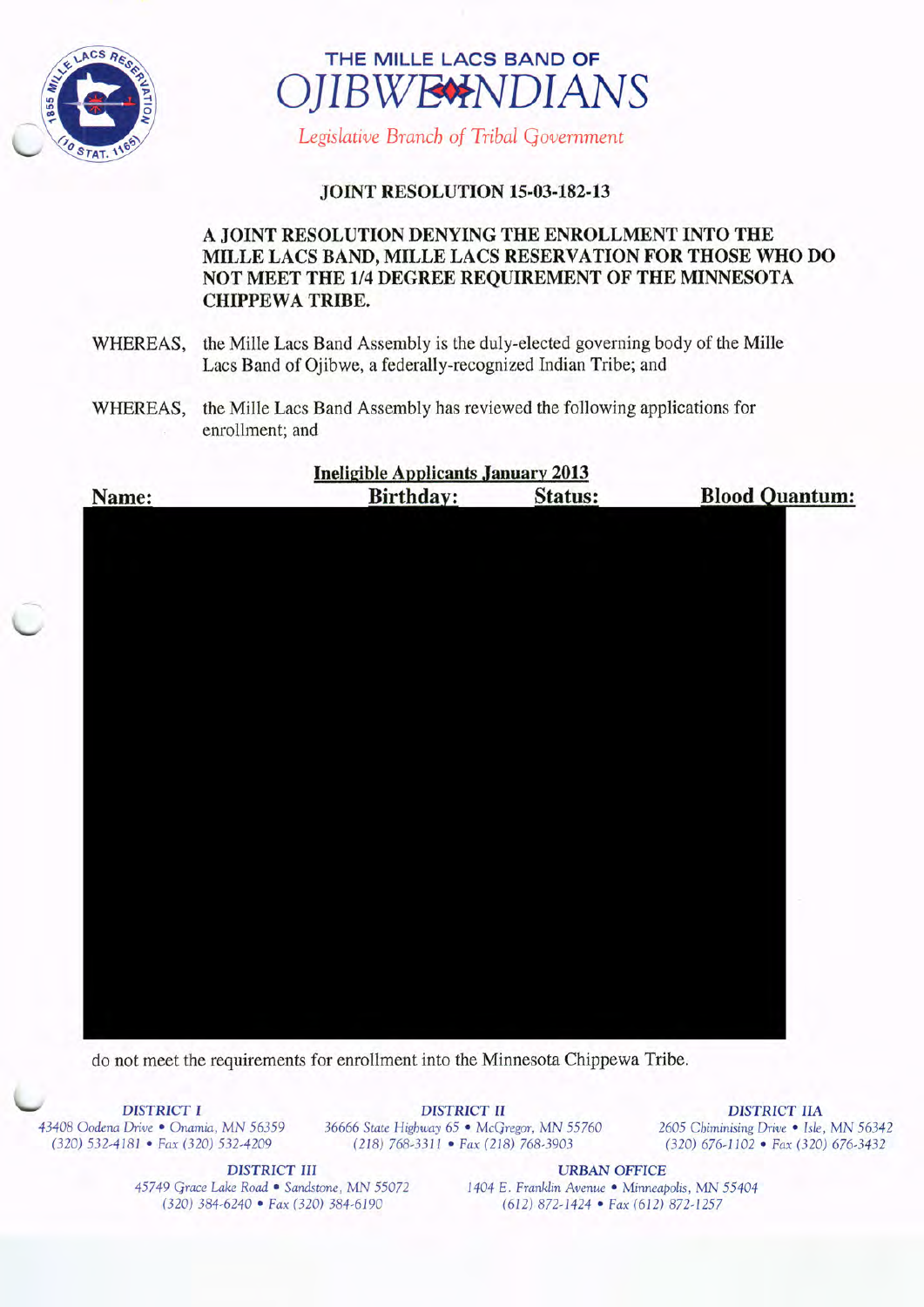THE MILLE LACS BAND OF

# OJIBWE INDIANS

*Legislative Branch of Tribal Government*

## JOINT RESOLUTION 15-03-182-13

**A JOINT RESOLUTION DENYING THE ENROLLMENT INTO THE MILLE LACS BAND, MILLE LACS RESERVATION FOR THOSE WHO DO NOT MEET THE 1/4 DEGREE REQUIREMENT OF THE MINNESOTA CHIPPEWA TRIBE.**

WHEREAS, the Mille Lacs Band Assembly is the duly-elected governing body of the Mille Lacs Band of Ojibwe, a federally-recognized Indian Tribe; and

WHEREAS, the Mille Lacs Band Assembly has reviewed the following applications for enrollment; and

**Ineligible Applicants January 2013**

| **Name:** | **Birthday:** | **Status:** | **Blood Quantum:** |
|---|---|---|---|
| | | | |

do not meet the requirements for enrollment into the Minnesota Chippewa Tribe.

DISTRICT I
43408 Oodena Drive • Onamia, MN 56359
(320) 532-4181 • Fax (320) 532-4209

DISTRICT II
36666 State Highway 65 • McGregor, MN 55760
(218) 768-3311 • Fax (218) 768-3903

DISTRICT IIA
2605 Chiminising Drive • Isle, MN 56342
(320) 676-1102 • Fax (320) 676-3432

DISTRICT III
45749 Grace Lake Road • Sandstone, MN 55072
(320) 384-6240 • Fax (320) 384-6190

URBAN OFFICE
1404 E. Franklin Avenue • Minneapolis, MN 55404
(612) 872-1424 • Fax (612) 872-1257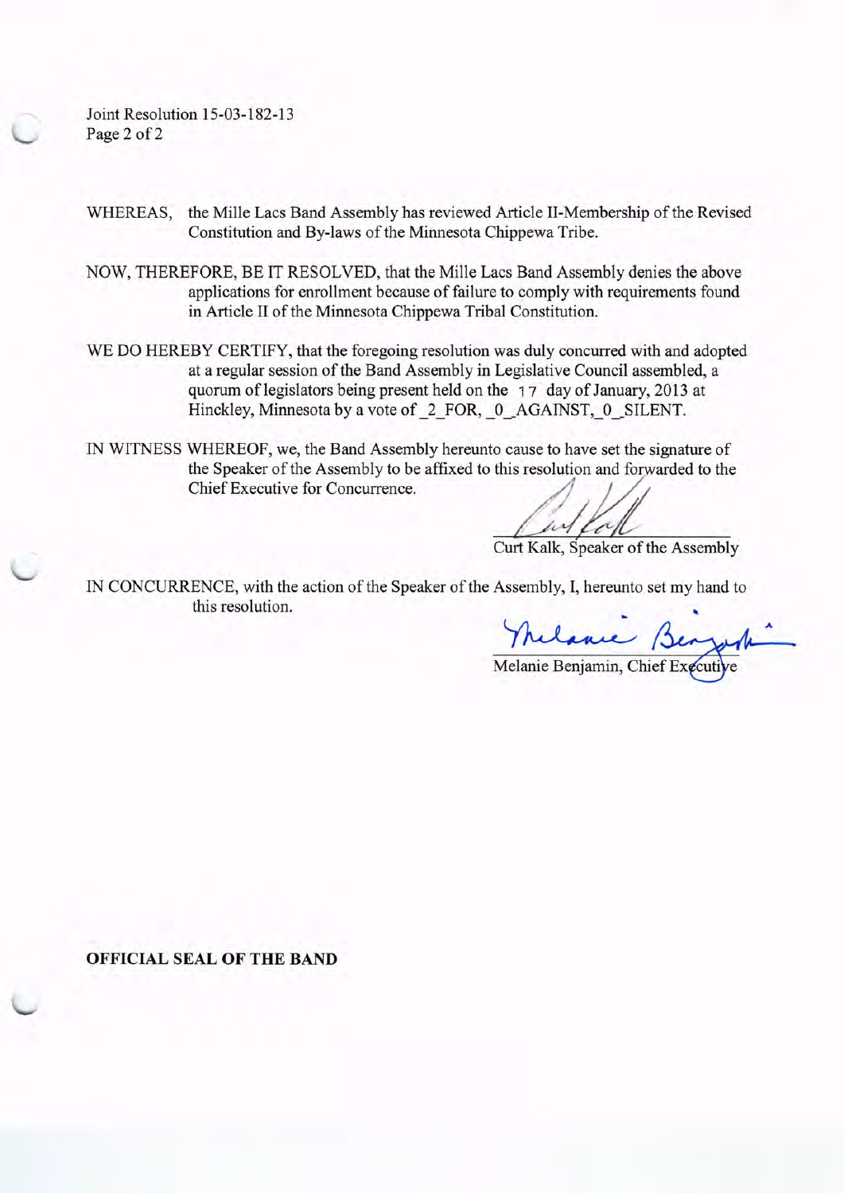Joint Resolution 15-03-182-13

WHEREAS, the Mille Lacs Band Assembly has reviewed Article II-Membership of the Revised Constitution and By-laws of the Minnesota Chippewa Tribe.

NOW, THEREFORE, BE IT RESOLVED, that the Mille Lacs Band Assembly denies the above applications for enrollment because of failure to comply with requirements found in Article II of the Minnesota Chippewa Tribal Constitution.

WE DO HEREBY CERTIFY, that the foregoing resolution was duly concurred with and adopted at a regular session of the Band Assembly in Legislative Council assembled, a quorum of legislators being present held on the 17 day of January, 2013 at Hinckley, Minnesota by a vote of _2_FOR, _0_AGAINST, _0_SILENT.

IN WITNESS WHEREOF, we, the Band Assembly hereunto cause to have set the signature of the Speaker of the Assembly to be affixed to this resolution and forwarded to the Chief Executive for Concurrence.

Curt Kalk, Speaker of the Assembly

IN CONCURRENCE, with the action of the Speaker of the Assembly, I, hereunto set my hand to this resolution.

Melanie Benjamin, Chief Executive

**OFFICIAL SEAL OF THE BAND**